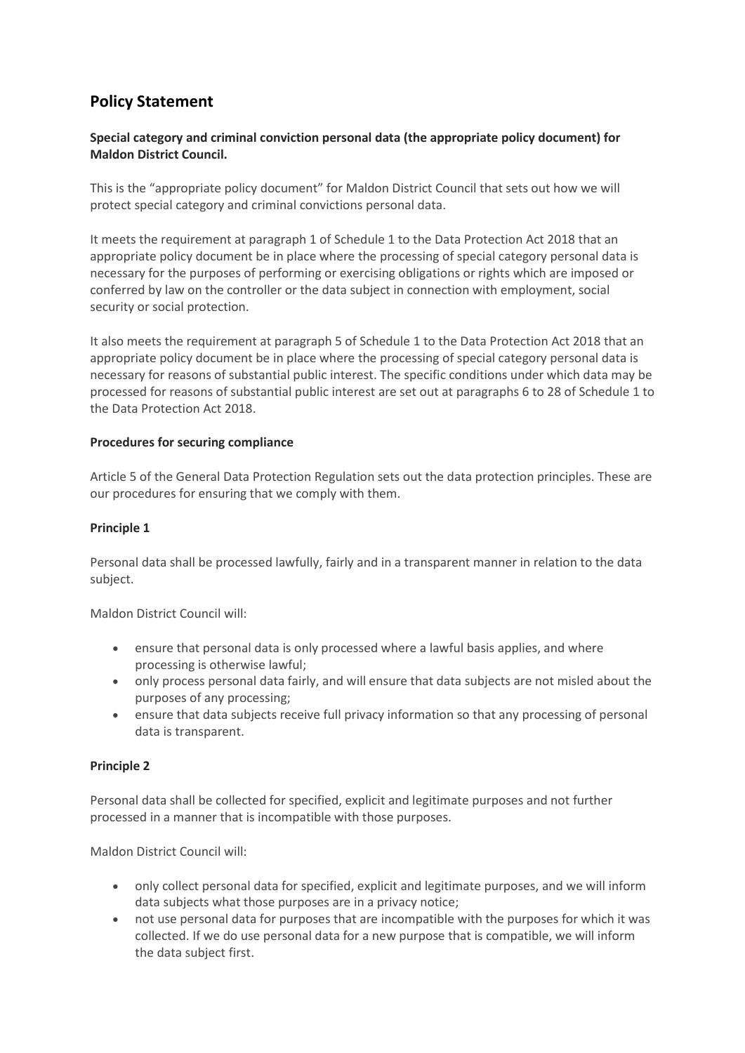# Policy Statement

**Special category and criminal conviction personal data (the appropriate policy document) for Maldon District Council.**

This is the "appropriate policy document" for Maldon District Council that sets out how we will protect special category and criminal convictions personal data.

It meets the requirement at paragraph 1 of Schedule 1 to the Data Protection Act 2018 that an appropriate policy document be in place where the processing of special category personal data is necessary for the purposes of performing or exercising obligations or rights which are imposed or conferred by law on the controller or the data subject in connection with employment, social security or social protection.

It also meets the requirement at paragraph 5 of Schedule 1 to the Data Protection Act 2018 that an appropriate policy document be in place where the processing of special category personal data is necessary for reasons of substantial public interest. The specific conditions under which data may be processed for reasons of substantial public interest are set out at paragraphs 6 to 28 of Schedule 1 to the Data Protection Act 2018.

**Procedures for securing compliance**

Article 5 of the General Data Protection Regulation sets out the data protection principles. These are our procedures for ensuring that we comply with them.

**Principle 1**

Personal data shall be processed lawfully, fairly and in a transparent manner in relation to the data subject.

Maldon District Council will:

- ensure that personal data is only processed where a lawful basis applies, and where processing is otherwise lawful;
- only process personal data fairly, and will ensure that data subjects are not misled about the purposes of any processing;
- ensure that data subjects receive full privacy information so that any processing of personal data is transparent.

**Principle 2**

Personal data shall be collected for specified, explicit and legitimate purposes and not further processed in a manner that is incompatible with those purposes.

Maldon District Council will:

- only collect personal data for specified, explicit and legitimate purposes, and we will inform data subjects what those purposes are in a privacy notice;
- not use personal data for purposes that are incompatible with the purposes for which it was collected. If we do use personal data for a new purpose that is compatible, we will inform the data subject first.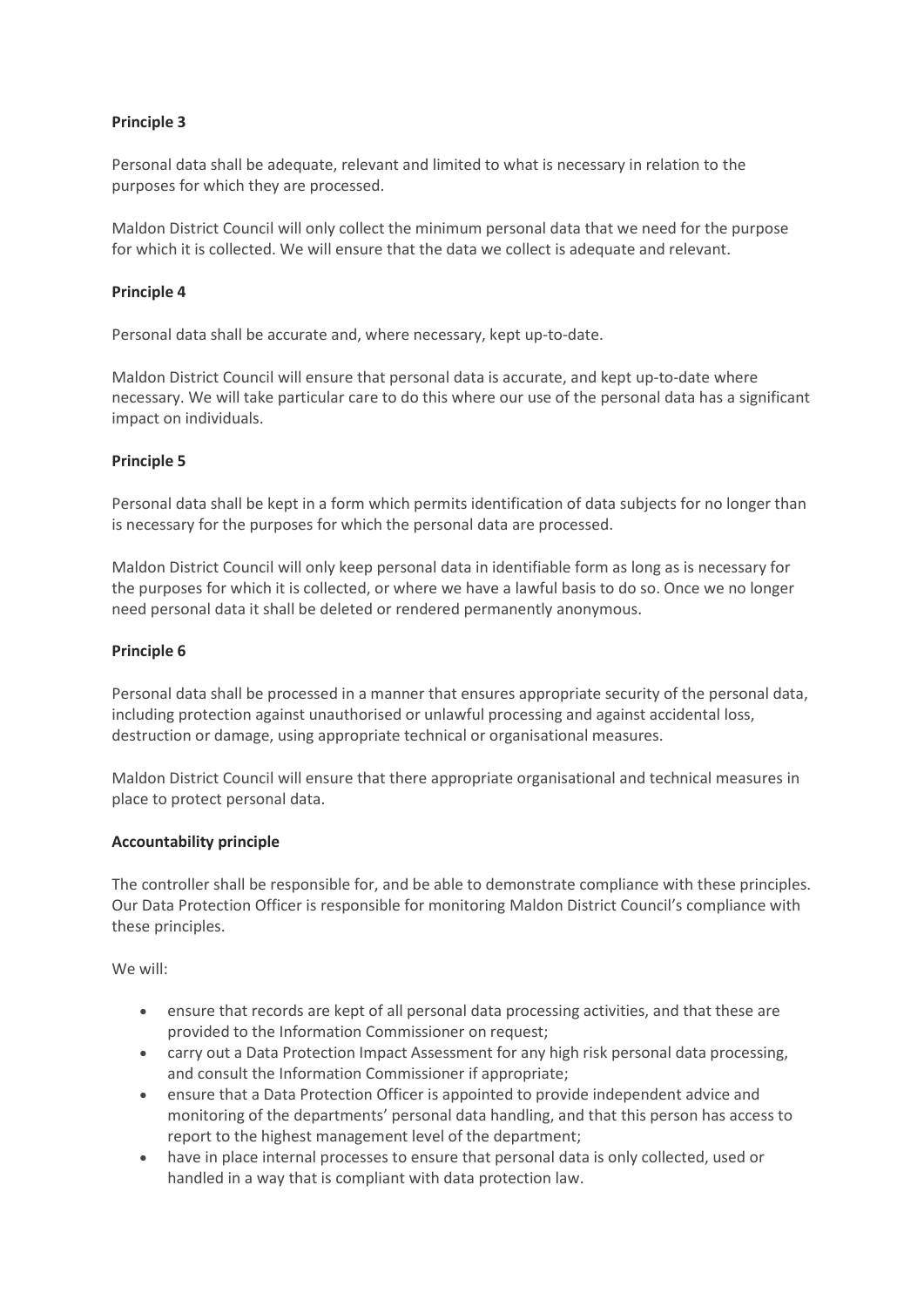**Principle 3**

Personal data shall be adequate, relevant and limited to what is necessary in relation to the purposes for which they are processed.

Maldon District Council will only collect the minimum personal data that we need for the purpose for which it is collected. We will ensure that the data we collect is adequate and relevant.

**Principle 4**

Personal data shall be accurate and, where necessary, kept up-to-date.

Maldon District Council will ensure that personal data is accurate, and kept up-to-date where necessary. We will take particular care to do this where our use of the personal data has a significant impact on individuals.

**Principle 5**

Personal data shall be kept in a form which permits identification of data subjects for no longer than is necessary for the purposes for which the personal data are processed.

Maldon District Council will only keep personal data in identifiable form as long as is necessary for the purposes for which it is collected, or where we have a lawful basis to do so. Once we no longer need personal data it shall be deleted or rendered permanently anonymous.

**Principle 6**

Personal data shall be processed in a manner that ensures appropriate security of the personal data, including protection against unauthorised or unlawful processing and against accidental loss, destruction or damage, using appropriate technical or organisational measures.

Maldon District Council will ensure that there appropriate organisational and technical measures in place to protect personal data.

**Accountability principle**

The controller shall be responsible for, and be able to demonstrate compliance with these principles. Our Data Protection Officer is responsible for monitoring Maldon District Council's compliance with these principles.

We will:

- ensure that records are kept of all personal data processing activities, and that these are provided to the Information Commissioner on request;
- carry out a Data Protection Impact Assessment for any high risk personal data processing, and consult the Information Commissioner if appropriate;
- ensure that a Data Protection Officer is appointed to provide independent advice and monitoring of the departments' personal data handling, and that this person has access to report to the highest management level of the department;
- have in place internal processes to ensure that personal data is only collected, used or handled in a way that is compliant with data protection law.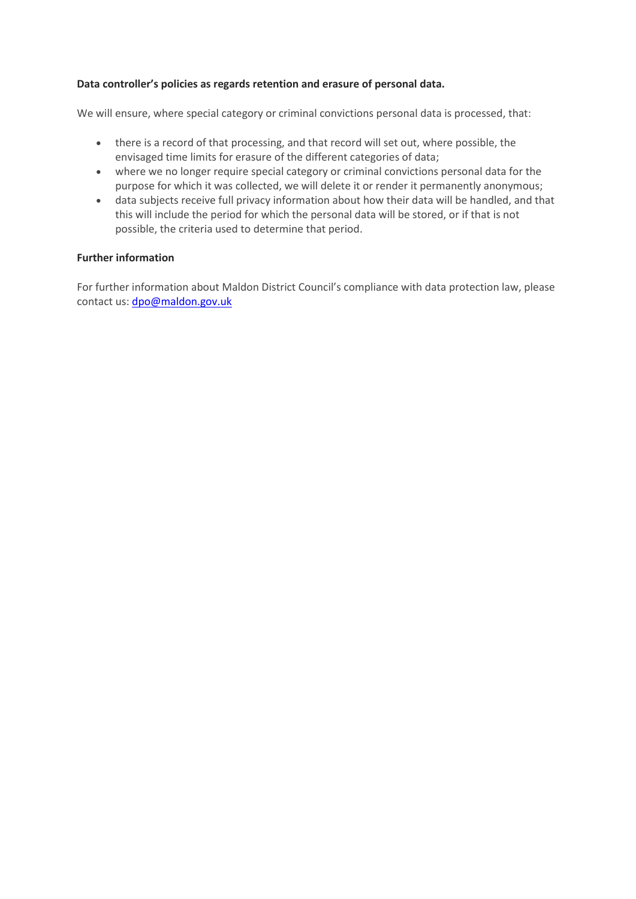**Data controller's policies as regards retention and erasure of personal data.**

We will ensure, where special category or criminal convictions personal data is processed, that:

- there is a record of that processing, and that record will set out, where possible, the envisaged time limits for erasure of the different categories of data;
- where we no longer require special category or criminal convictions personal data for the purpose for which it was collected, we will delete it or render it permanently anonymous;
- data subjects receive full privacy information about how their data will be handled, and that this will include the period for which the personal data will be stored, or if that is not possible, the criteria used to determine that period.

**Further information**

For further information about Maldon District Council's compliance with data protection law, please contact us: [dpo@maldon.gov.uk](mailto:dpo@maldon.gov.uk)